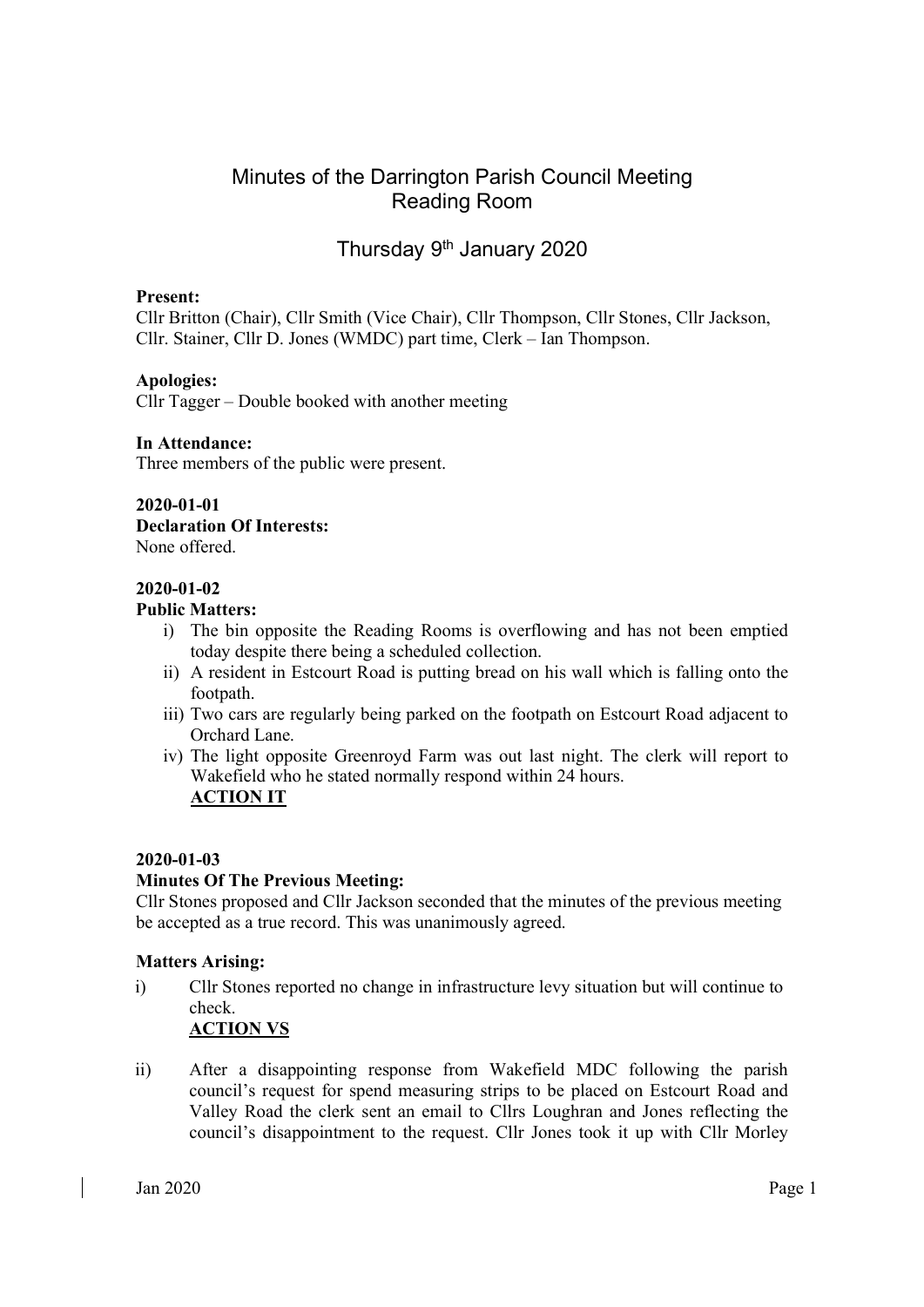# Minutes of the Darrington Parish Council Meeting
## Reading Room

## Thursday 9th January 2020

**Present:**
Cllr Britton (Chair), Cllr Smith (Vice Chair), Cllr Thompson, Cllr Stones, Cllr Jackson, Cllr. Stainer, Cllr D. Jones (WMDC) part time, Clerk – Ian Thompson.

**Apologies:**
Cllr Tagger – Double booked with another meeting

**In Attendance:**
Three members of the public were present.

**2020-01-01**
**Declaration Of Interests:**
None offered.

**2020-01-02**
**Public Matters:**

i) The bin opposite the Reading Rooms is overflowing and has not been emptied today despite there being a scheduled collection.
ii) A resident in Estcourt Road is putting bread on his wall which is falling onto the footpath.
iii) Two cars are regularly being parked on the footpath on Estcourt Road adjacent to Orchard Lane.
iv) The light opposite Greenroyd Farm was out last night. The clerk will report to Wakefield who he stated normally respond within 24 hours.
**ACTION IT**

**2020-01-03**
**Minutes Of The Previous Meeting:**
Cllr Stones proposed and Cllr Jackson seconded that the minutes of the previous meeting be accepted as a true record. This was unanimously agreed.

**Matters Arising:**

i) Cllr Stones reported no change in infrastructure levy situation but will continue to check.
**ACTION VS**

ii) After a disappointing response from Wakefield MDC following the parish council's request for spend measuring strips to be placed on Estcourt Road and Valley Road the clerk sent an email to Cllrs Loughran and Jones reflecting the council's disappointment to the request. Cllr Jones took it up with Cllr Morley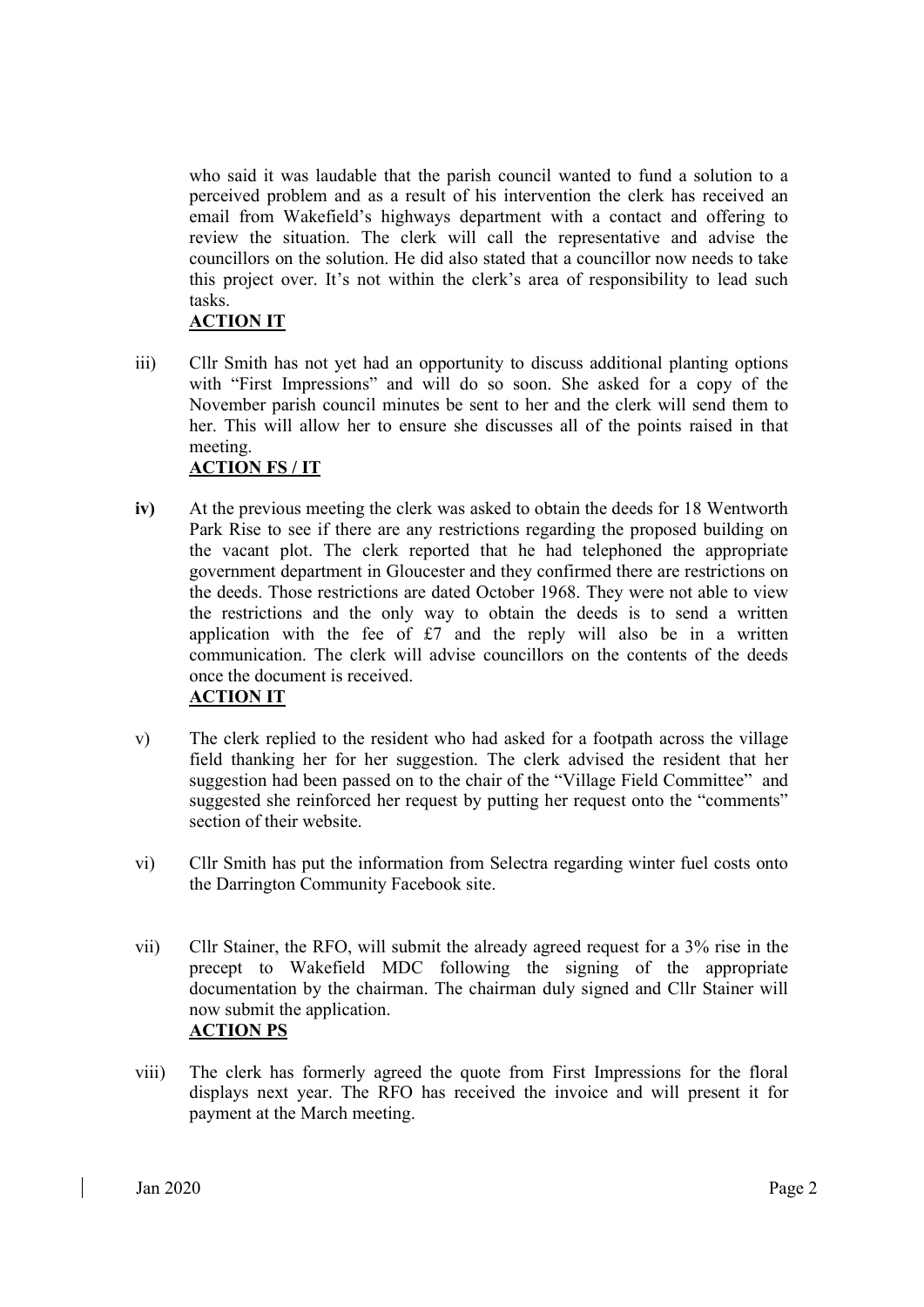who said it was laudable that the parish council wanted to fund a solution to a perceived problem and as a result of his intervention the clerk has received an email from Wakefield's highways department with a contact and offering to review the situation. The clerk will call the representative and advise the councillors on the solution. He did also stated that a councillor now needs to take this project over. It's not within the clerk's area of responsibility to lead such tasks.
**ACTION IT**

iii) Cllr Smith has not yet had an opportunity to discuss additional planting options with "First Impressions" and will do so soon. She asked for a copy of the November parish council minutes be sent to her and the clerk will send them to her. This will allow her to ensure she discusses all of the points raised in that meeting.
**ACTION FS / IT**

**iv)** At the previous meeting the clerk was asked to obtain the deeds for 18 Wentworth Park Rise to see if there are any restrictions regarding the proposed building on the vacant plot. The clerk reported that he had telephoned the appropriate government department in Gloucester and they confirmed there are restrictions on the deeds. Those restrictions are dated October 1968. They were not able to view the restrictions and the only way to obtain the deeds is to send a written application with the fee of £7 and the reply will also be in a written communication. The clerk will advise councillors on the contents of the deeds once the document is received.
**ACTION IT**

v) The clerk replied to the resident who had asked for a footpath across the village field thanking her for her suggestion. The clerk advised the resident that her suggestion had been passed on to the chair of the "Village Field Committee" and suggested she reinforced her request by putting her request onto the "comments" section of their website.

vi) Cllr Smith has put the information from Selectra regarding winter fuel costs onto the Darrington Community Facebook site.

vii) Cllr Stainer, the RFO, will submit the already agreed request for a 3% rise in the precept to Wakefield MDC following the signing of the appropriate documentation by the chairman. The chairman duly signed and Cllr Stainer will now submit the application.
**ACTION PS**

viii) The clerk has formerly agreed the quote from First Impressions for the floral displays next year. The RFO has received the invoice and will present it for payment at the March meeting.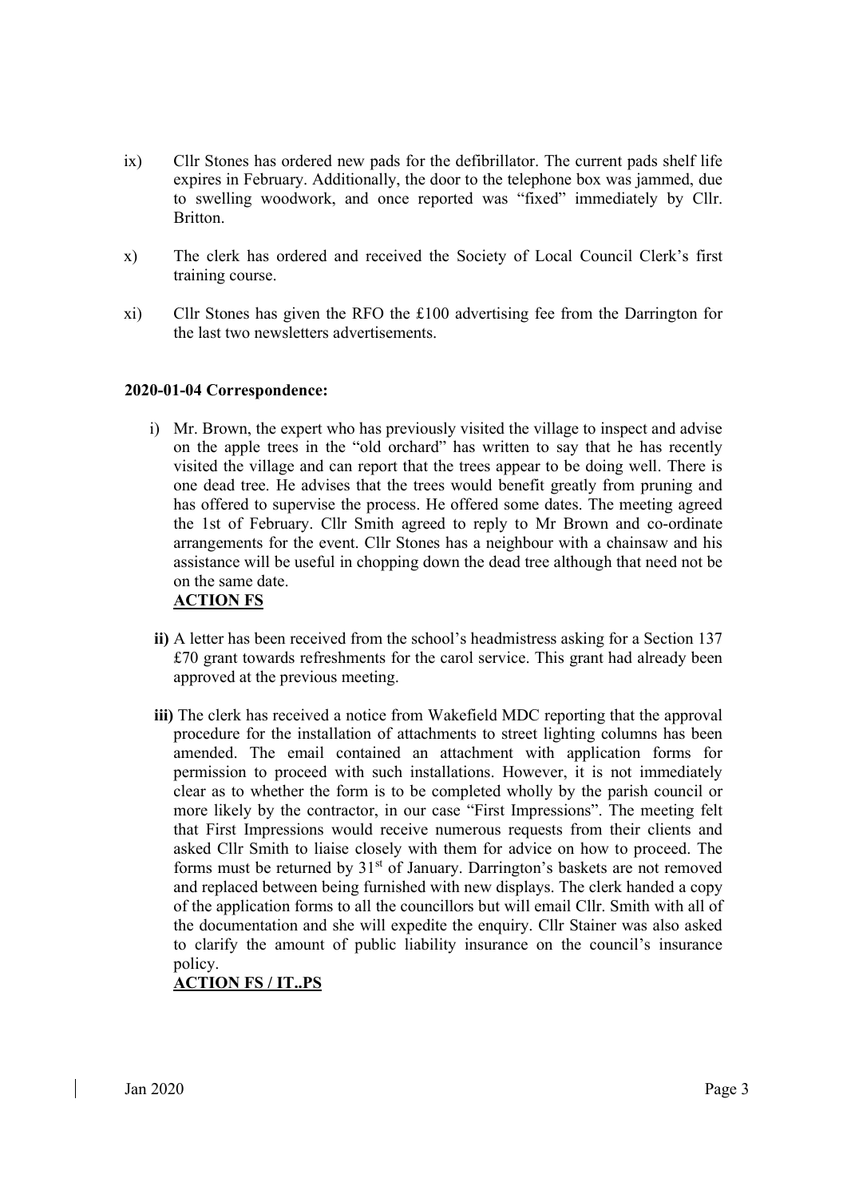ix) Cllr Stones has ordered new pads for the defibrillator. The current pads shelf life expires in February. Additionally, the door to the telephone box was jammed, due to swelling woodwork, and once reported was "fixed" immediately by Cllr. Britton.

x) The clerk has ordered and received the Society of Local Council Clerk's first training course.

xi) Cllr Stones has given the RFO the £100 advertising fee from the Darrington for the last two newsletters advertisements.

**2020-01-04 Correspondence:**

i) Mr. Brown, the expert who has previously visited the village to inspect and advise on the apple trees in the "old orchard" has written to say that he has recently visited the village and can report that the trees appear to be doing well. There is one dead tree. He advises that the trees would benefit greatly from pruning and has offered to supervise the process. He offered some dates. The meeting agreed the 1st of February. Cllr Smith agreed to reply to Mr Brown and co-ordinate arrangements for the event. Cllr Stones has a neighbour with a chainsaw and his assistance will be useful in chopping down the dead tree although that need not be on the same date.
**ACTION FS**

**ii)** A letter has been received from the school's headmistress asking for a Section 137 £70 grant towards refreshments for the carol service. This grant had already been approved at the previous meeting.

**iii)** The clerk has received a notice from Wakefield MDC reporting that the approval procedure for the installation of attachments to street lighting columns has been amended. The email contained an attachment with application forms for permission to proceed with such installations. However, it is not immediately clear as to whether the form is to be completed wholly by the parish council or more likely by the contractor, in our case "First Impressions". The meeting felt that First Impressions would receive numerous requests from their clients and asked Cllr Smith to liaise closely with them for advice on how to proceed. The forms must be returned by 31st of January. Darrington's baskets are not removed and replaced between being furnished with new displays. The clerk handed a copy of the application forms to all the councillors but will email Cllr. Smith with all of the documentation and she will expedite the enquiry. Cllr Stainer was also asked to clarify the amount of public liability insurance on the council's insurance policy.
**ACTION FS / IT..PS**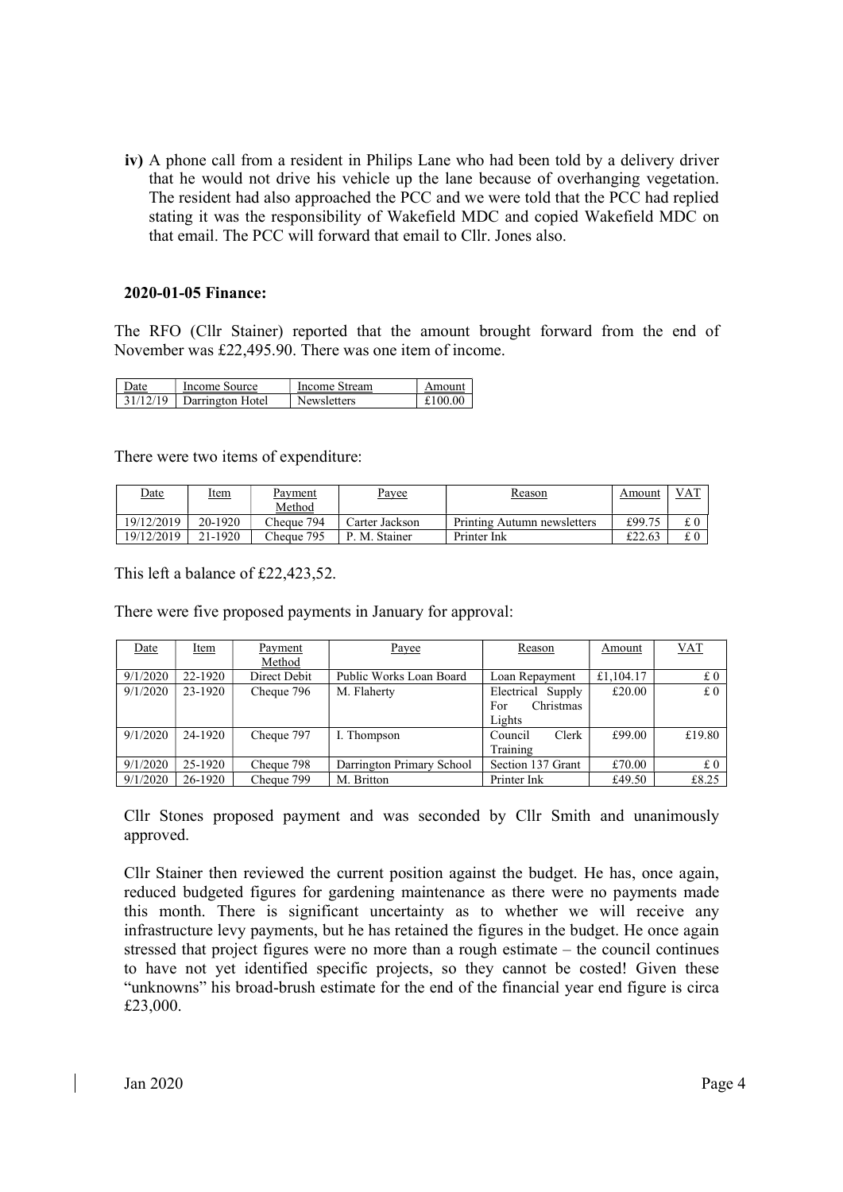**iv)** A phone call from a resident in Philips Lane who had been told by a delivery driver that he would not drive his vehicle up the lane because of overhanging vegetation. The resident had also approached the PCC and we were told that the PCC had replied stating it was the responsibility of Wakefield MDC and copied Wakefield MDC on that email. The PCC will forward that email to Cllr. Jones also.

**2020-01-05 Finance:**

The RFO (Cllr Stainer) reported that the amount brought forward from the end of November was £22,495.90. There was one item of income.

| Date | Income Source | Income Stream | Amount |
|---|---|---|---|
| 31/12/19 | Darrington Hotel | Newsletters | £100.00 |

There were two items of expenditure:

| Date | Item | Payment Method | Payee | Reason | Amount | VAT |
|---|---|---|---|---|---|---|
| 19/12/2019 | 20-1920 | Cheque 794 | Carter Jackson | Printing Autumn newsletters | £99.75 | £ 0 |
| 19/12/2019 | 21-1920 | Cheque 795 | P. M. Stainer | Printer Ink | £22.63 | £ 0 |

This left a balance of £22,423,52.

There were five proposed payments in January for approval:

| Date | Item | Payment Method | Payee | Reason | Amount | VAT |
|---|---|---|---|---|---|---|
| 9/1/2020 | 22-1920 | Direct Debit | Public Works Loan Board | Loan Repayment | £1,104.17 | £ 0 |
| 9/1/2020 | 23-1920 | Cheque 796 | M. Flaherty | Electrical Supply For Christmas Lights | £20.00 | £ 0 |
| 9/1/2020 | 24-1920 | Cheque 797 | I. Thompson | Council Clerk Training | £99.00 | £19.80 |
| 9/1/2020 | 25-1920 | Cheque 798 | Darrington Primary School | Section 137 Grant | £70.00 | £ 0 |
| 9/1/2020 | 26-1920 | Cheque 799 | M. Britton | Printer Ink | £49.50 | £8.25 |

Cllr Stones proposed payment and was seconded by Cllr Smith and unanimously approved.

Cllr Stainer then reviewed the current position against the budget. He has, once again, reduced budgeted figures for gardening maintenance as there were no payments made this month. There is significant uncertainty as to whether we will receive any infrastructure levy payments, but he has retained the figures in the budget. He once again stressed that project figures were no more than a rough estimate – the council continues to have not yet identified specific projects, so they cannot be costed! Given these "unknowns" his broad-brush estimate for the end of the financial year end figure is circa £23,000.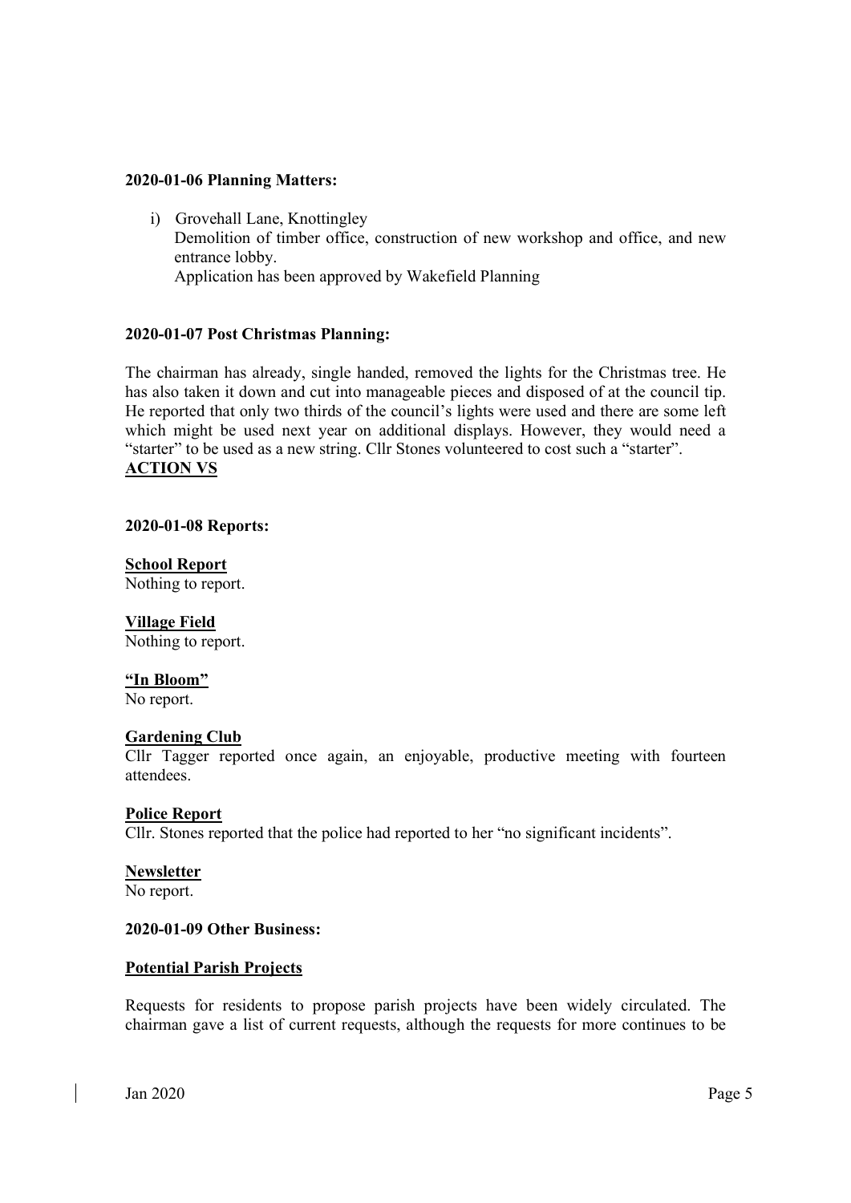**2020-01-06 Planning Matters:**

i) Grovehall Lane, Knottingley
   Demolition of timber office, construction of new workshop and office, and new entrance lobby.
   Application has been approved by Wakefield Planning

**2020-01-07 Post Christmas Planning:**

The chairman has already, single handed, removed the lights for the Christmas tree. He has also taken it down and cut into manageable pieces and disposed of at the council tip. He reported that only two thirds of the council's lights were used and there are some left which might be used next year on additional displays. However, they would need a "starter" to be used as a new string. Cllr Stones volunteered to cost such a "starter".
**ACTION VS**

**2020-01-08 Reports:**

**School Report**
Nothing to report.

**Village Field**
Nothing to report.

**"In Bloom"**
No report.

**Gardening Club**
Cllr Tagger reported once again, an enjoyable, productive meeting with fourteen attendees.

**Police Report**
Cllr. Stones reported that the police had reported to her "no significant incidents".

**Newsletter**
No report.

**2020-01-09 Other Business:**

**Potential Parish Projects**

Requests for residents to propose parish projects have been widely circulated. The chairman gave a list of current requests, although the requests for more continues to be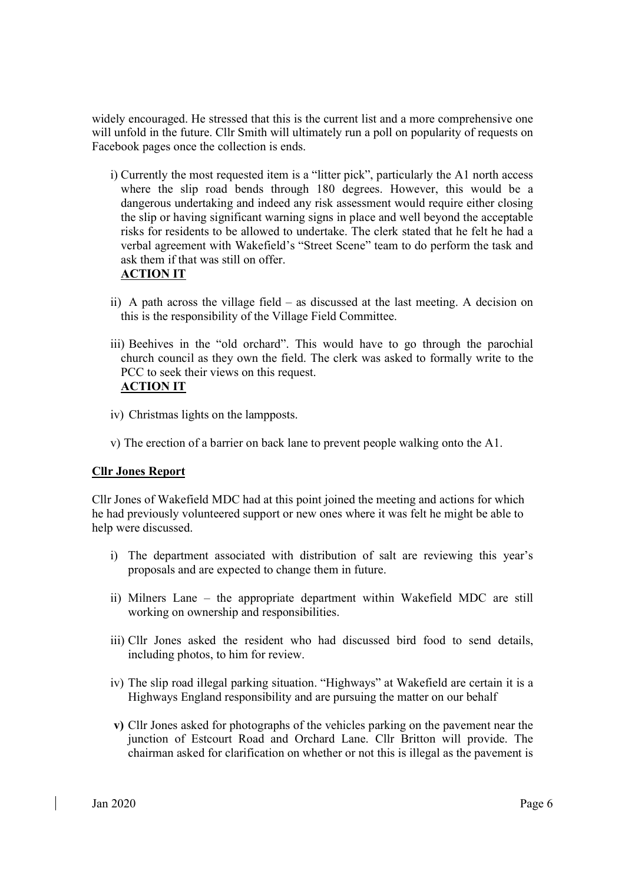widely encouraged. He stressed that this is the current list and a more comprehensive one will unfold in the future. Cllr Smith will ultimately run a poll on popularity of requests on Facebook pages once the collection is ends.

i) Currently the most requested item is a "litter pick", particularly the A1 north access where the slip road bends through 180 degrees. However, this would be a dangerous undertaking and indeed any risk assessment would require either closing the slip or having significant warning signs in place and well beyond the acceptable risks for residents to be allowed to undertake. The clerk stated that he felt he had a verbal agreement with Wakefield's "Street Scene" team to do perform the task and ask them if that was still on offer.
**ACTION IT**

ii) A path across the village field – as discussed at the last meeting. A decision on this is the responsibility of the Village Field Committee.

iii) Beehives in the "old orchard". This would have to go through the parochial church council as they own the field. The clerk was asked to formally write to the PCC to seek their views on this request.
**ACTION IT**

iv) Christmas lights on the lampposts.

v) The erection of a barrier on back lane to prevent people walking onto the A1.

**Cllr Jones Report**

Cllr Jones of Wakefield MDC had at this point joined the meeting and actions for which he had previously volunteered support or new ones where it was felt he might be able to help were discussed.

i) The department associated with distribution of salt are reviewing this year's proposals and are expected to change them in future.

ii) Milners Lane – the appropriate department within Wakefield MDC are still working on ownership and responsibilities.

iii) Cllr Jones asked the resident who had discussed bird food to send details, including photos, to him for review.

iv) The slip road illegal parking situation. "Highways" at Wakefield are certain it is a Highways England responsibility and are pursuing the matter on our behalf

**v)** Cllr Jones asked for photographs of the vehicles parking on the pavement near the junction of Estcourt Road and Orchard Lane. Cllr Britton will provide. The chairman asked for clarification on whether or not this is illegal as the pavement is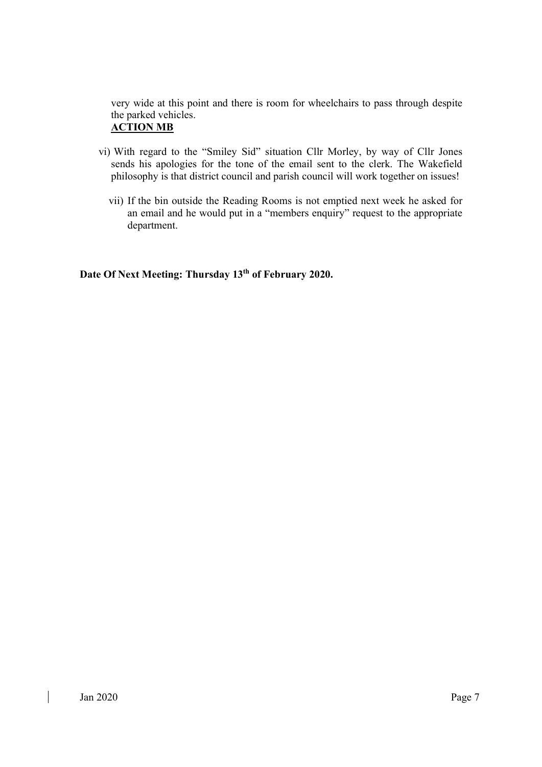very wide at this point and there is room for wheelchairs to pass through despite the parked vehicles.
**ACTION MB**

vi) With regard to the "Smiley Sid" situation Cllr Morley, by way of Cllr Jones sends his apologies for the tone of the email sent to the clerk. The Wakefield philosophy is that district council and parish council will work together on issues!

vii) If the bin outside the Reading Rooms is not emptied next week he asked for an email and he would put in a "members enquiry" request to the appropriate department.

**Date Of Next Meeting: Thursday 13th of February 2020.**